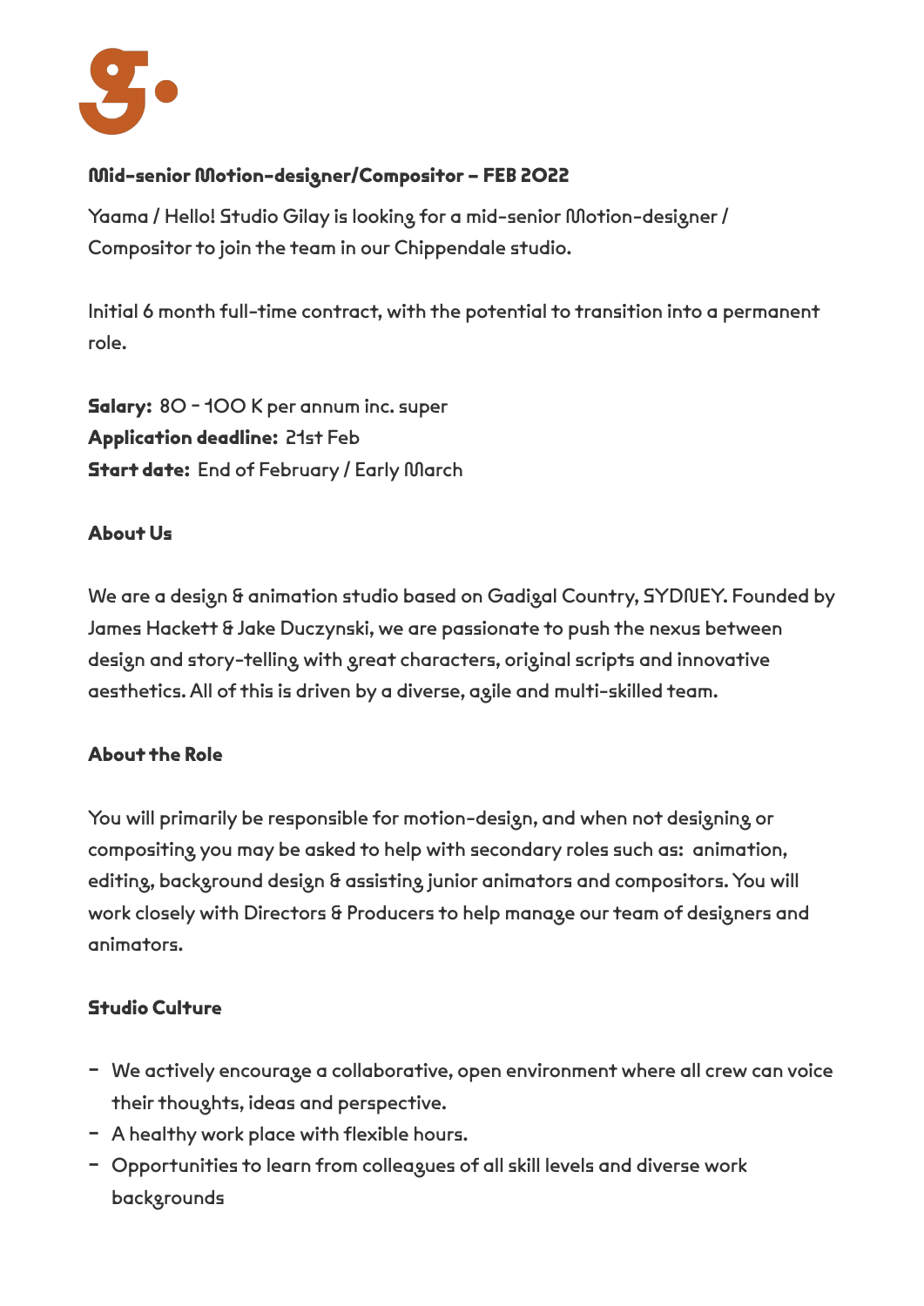## Mid-senior Motion-designer/Compositor – FEB 2022

Yaama / Hello! Studio Gilay is looking for a mid-senior Motion-designer / Compositor to join the team in our Chippendale studio.

Initial 6 month full-time contract, with the potential to transition into a permanent role.

**Salary:** 80 - 100 K per annum inc. super
**Application deadline:** 21st Feb
**Start date:** End of February / Early March

### About Us

We are a design & animation studio based on Gadigal Country, SYDNEY. Founded by James Hackett & Jake Duczynski, we are passionate to push the nexus between design and story-telling with great characters, original scripts and innovative aesthetics. All of this is driven by a diverse, agile and multi-skilled team.

### About the Role

You will primarily be responsible for motion-design, and when not designing or compositing you may be asked to help with secondary roles such as: animation, editing, background design & assisting junior animators and compositors. You will work closely with Directors & Producers to help manage our team of designers and animators.

### Studio Culture

- We actively encourage a collaborative, open environment where all crew can voice their thoughts, ideas and perspective.
- A healthy work place with flexible hours.
- Opportunities to learn from colleagues of all skill levels and diverse work backgrounds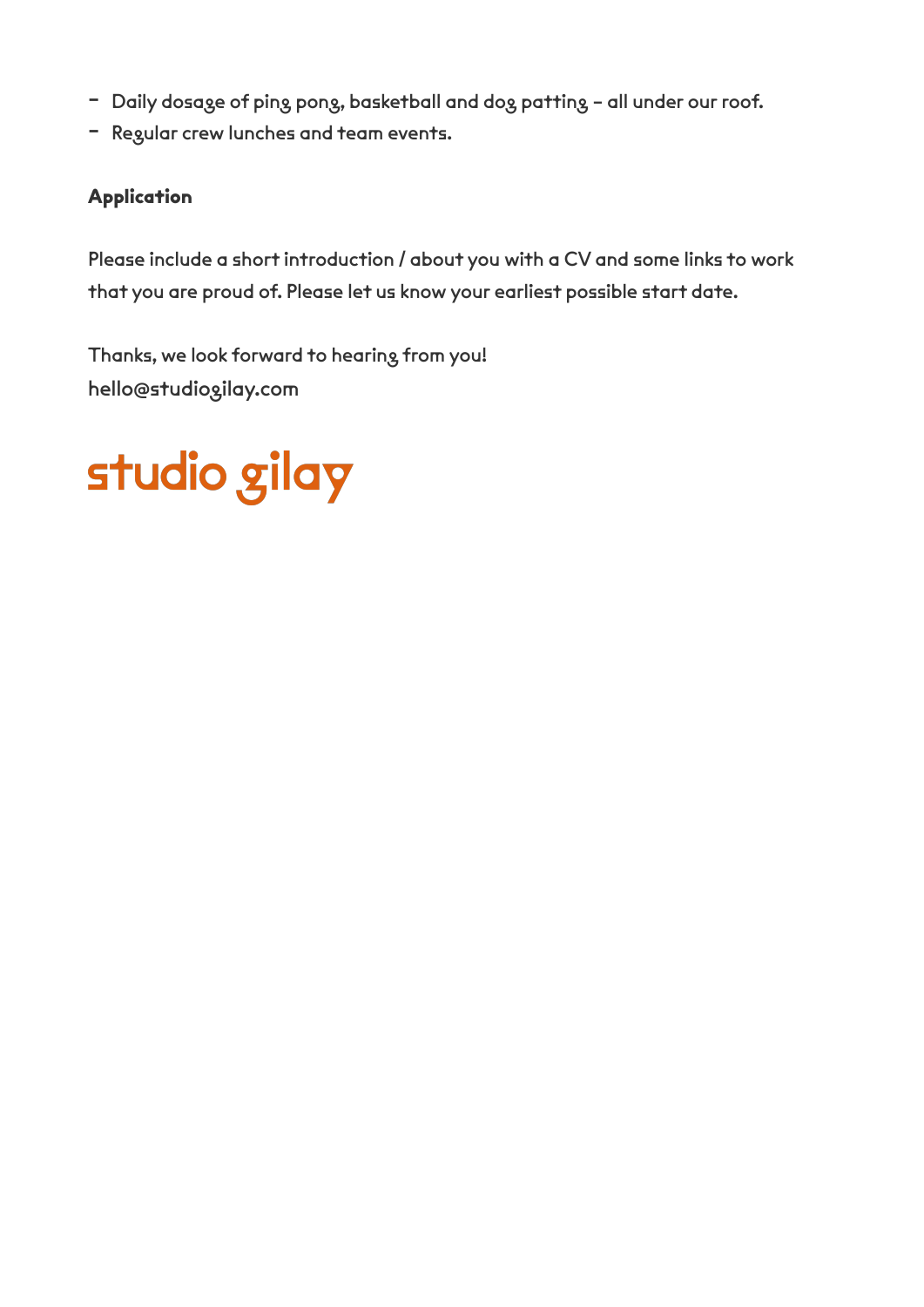- Daily dosage of ping pong, basketball and dog patting – all under our roof.
- Regular crew lunches and team events.

**Application**

Please include a short introduction / about you with a CV and some links to work that you are proud of. Please let us know your earliest possible start date.

Thanks, we look forward to hearing from you!
hello@studiogilay.com

studio gilay